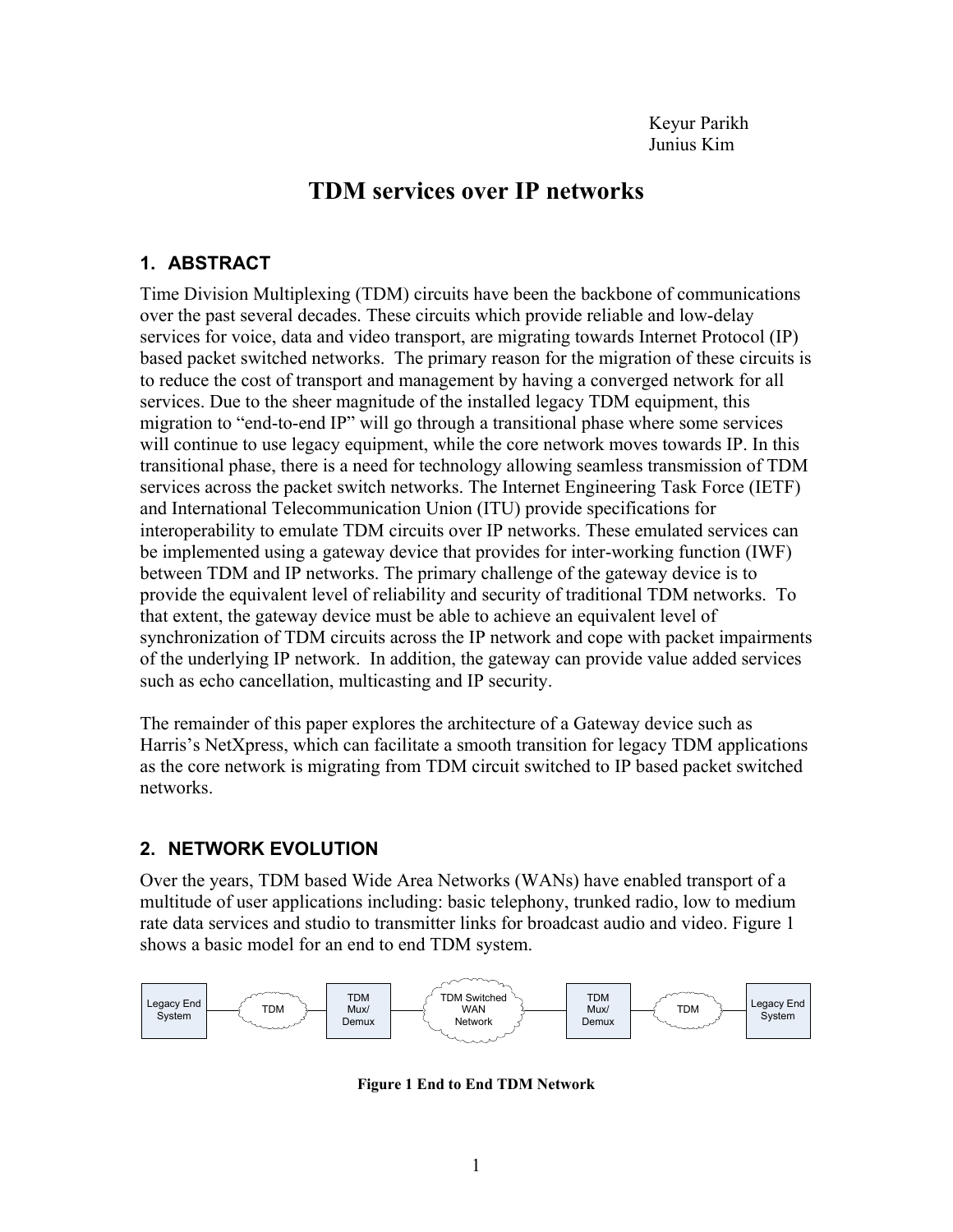Keyur Parikh
Junius Kim

# TDM services over IP networks

## 1. ABSTRACT

Time Division Multiplexing (TDM) circuits have been the backbone of communications over the past several decades. These circuits which provide reliable and low-delay services for voice, data and video transport, are migrating towards Internet Protocol (IP) based packet switched networks. The primary reason for the migration of these circuits is to reduce the cost of transport and management by having a converged network for all services. Due to the sheer magnitude of the installed legacy TDM equipment, this migration to "end-to-end IP" will go through a transitional phase where some services will continue to use legacy equipment, while the core network moves towards IP. In this transitional phase, there is a need for technology allowing seamless transmission of TDM services across the packet switch networks. The Internet Engineering Task Force (IETF) and International Telecommunication Union (ITU) provide specifications for interoperability to emulate TDM circuits over IP networks. These emulated services can be implemented using a gateway device that provides for inter-working function (IWF) between TDM and IP networks. The primary challenge of the gateway device is to provide the equivalent level of reliability and security of traditional TDM networks. To that extent, the gateway device must be able to achieve an equivalent level of synchronization of TDM circuits across the IP network and cope with packet impairments of the underlying IP network. In addition, the gateway can provide value added services such as echo cancellation, multicasting and IP security.

The remainder of this paper explores the architecture of a Gateway device such as Harris's NetXpress, which can facilitate a smooth transition for legacy TDM applications as the core network is migrating from TDM circuit switched to IP based packet switched networks.

## 2. NETWORK EVOLUTION

Over the years, TDM based Wide Area Networks (WANs) have enabled transport of a multitude of user applications including: basic telephony, trunked radio, low to medium rate data services and studio to transmitter links for broadcast audio and video. Figure 1 shows a basic model for an end to end TDM system.

Legacy End System
TDM
TDM Mux/ Demux
TDM Switched WAN Network
TDM Mux/ Demux
TDM
Legacy End System

**Figure 1 End to End TDM Network**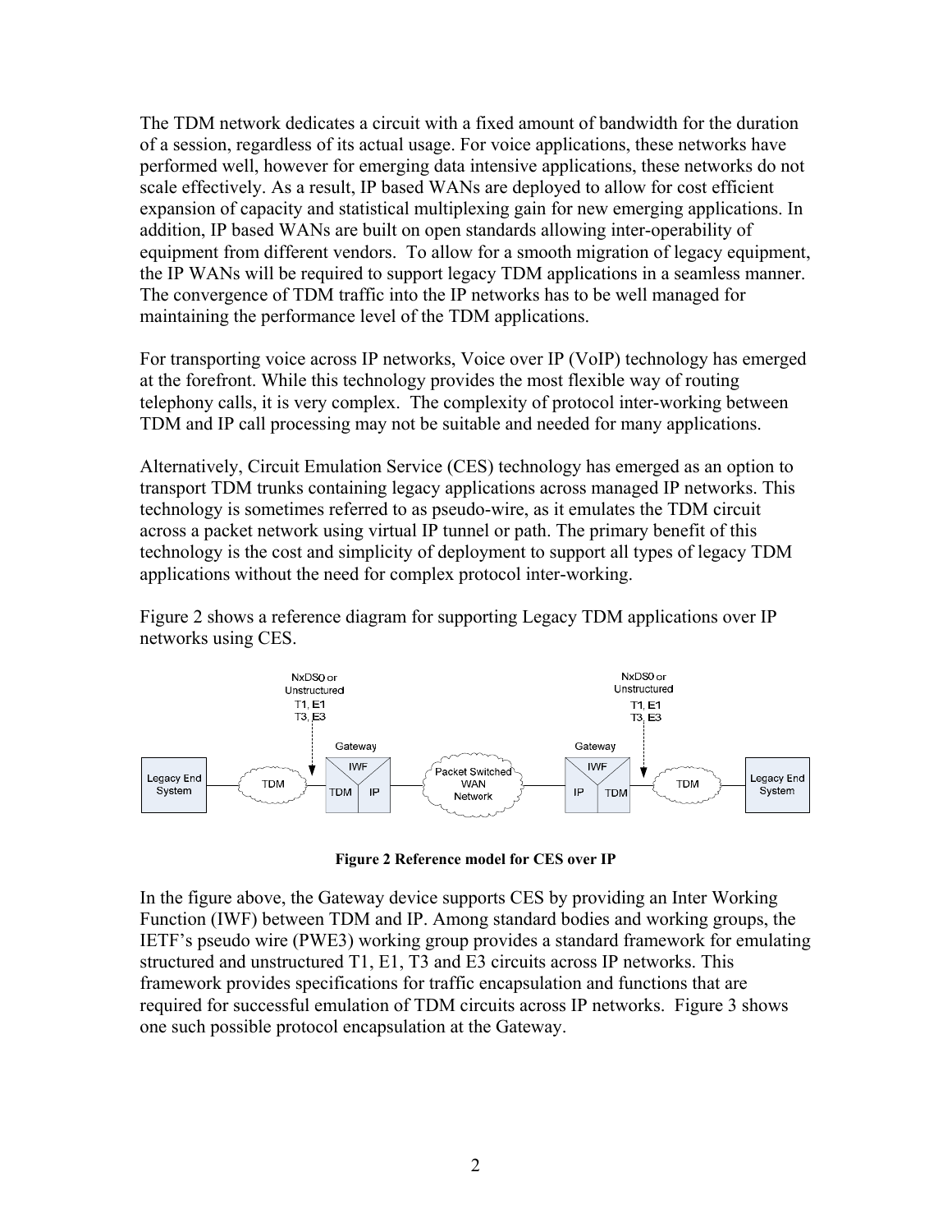The TDM network dedicates a circuit with a fixed amount of bandwidth for the duration of a session, regardless of its actual usage. For voice applications, these networks have performed well, however for emerging data intensive applications, these networks do not scale effectively. As a result, IP based WANs are deployed to allow for cost efficient expansion of capacity and statistical multiplexing gain for new emerging applications. In addition, IP based WANs are built on open standards allowing inter-operability of equipment from different vendors. To allow for a smooth migration of legacy equipment, the IP WANs will be required to support legacy TDM applications in a seamless manner. The convergence of TDM traffic into the IP networks has to be well managed for maintaining the performance level of the TDM applications.

For transporting voice across IP networks, Voice over IP (VoIP) technology has emerged at the forefront. While this technology provides the most flexible way of routing telephony calls, it is very complex. The complexity of protocol inter-working between TDM and IP call processing may not be suitable and needed for many applications.

Alternatively, Circuit Emulation Service (CES) technology has emerged as an option to transport TDM trunks containing legacy applications across managed IP networks. This technology is sometimes referred to as pseudo-wire, as it emulates the TDM circuit across a packet network using virtual IP tunnel or path. The primary benefit of this technology is the cost and simplicity of deployment to support all types of legacy TDM applications without the need for complex protocol inter-working.

Figure 2 shows a reference diagram for supporting Legacy TDM applications over IP networks using CES.

NxDS0 or Unstructured T1, E1 T3, E3

NxDS0 or Unstructured T1, E1 T3, E3

Legacy End System

TDM

Gateway

IWF

TDM

IP

Packet Switched WAN Network

Gateway

IWF

IP

TDM

TDM

Legacy End System

**Figure 2 Reference model for CES over IP**

In the figure above, the Gateway device supports CES by providing an Inter Working Function (IWF) between TDM and IP. Among standard bodies and working groups, the IETF's pseudo wire (PWE3) working group provides a standard framework for emulating structured and unstructured T1, E1, T3 and E3 circuits across IP networks. This framework provides specifications for traffic encapsulation and functions that are required for successful emulation of TDM circuits across IP networks. Figure 3 shows one such possible protocol encapsulation at the Gateway.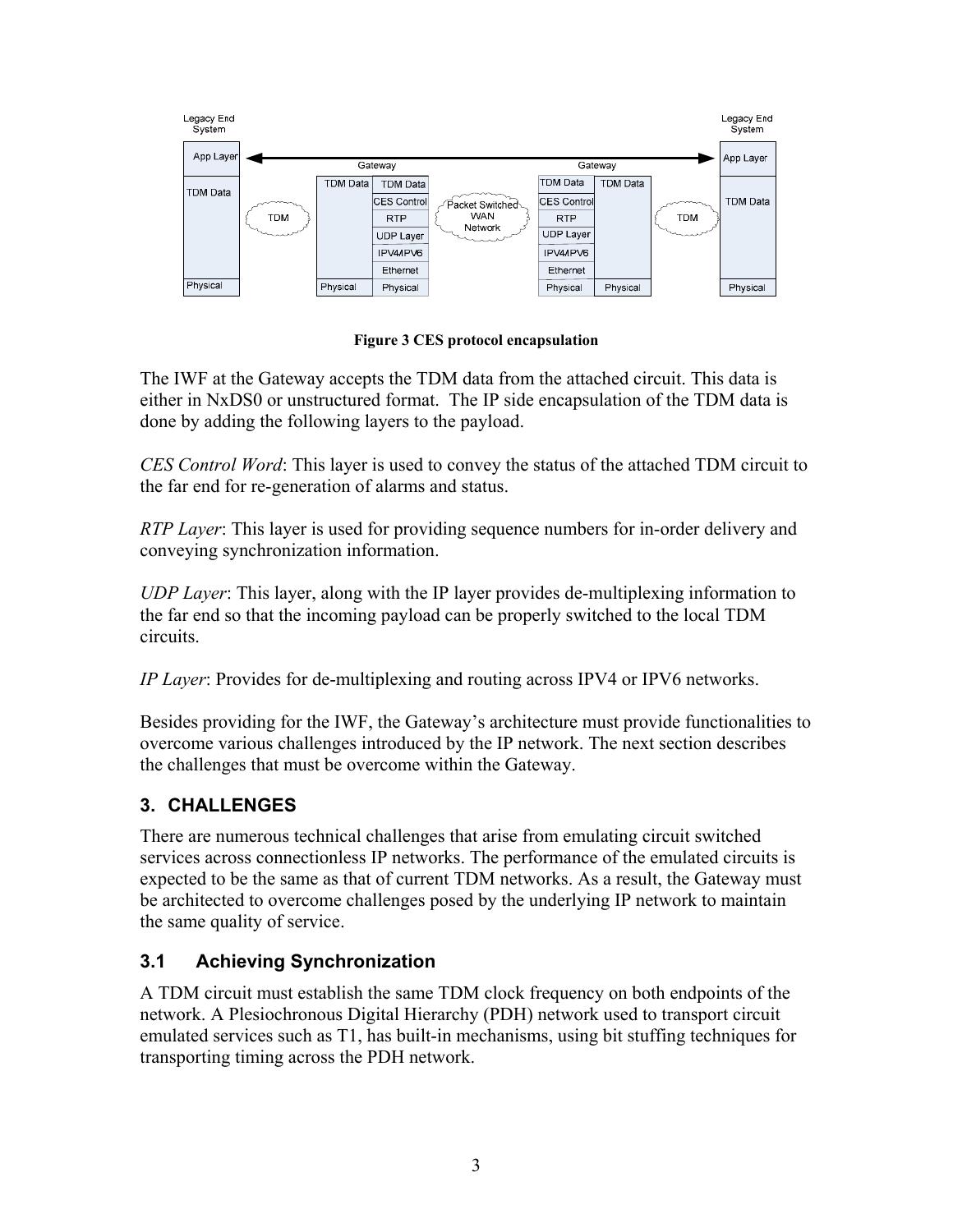**Figure 3 CES protocol encapsulation**

The IWF at the Gateway accepts the TDM data from the attached circuit. This data is either in NxDS0 or unstructured format. The IP side encapsulation of the TDM data is done by adding the following layers to the payload.

*CES Control Word*: This layer is used to convey the status of the attached TDM circuit to the far end for re-generation of alarms and status.

*RTP Layer*: This layer is used for providing sequence numbers for in-order delivery and conveying synchronization information.

*UDP Layer*: This layer, along with the IP layer provides de-multiplexing information to the far end so that the incoming payload can be properly switched to the local TDM circuits.

*IP Layer*: Provides for de-multiplexing and routing across IPV4 or IPV6 networks.

Besides providing for the IWF, the Gateway's architecture must provide functionalities to overcome various challenges introduced by the IP network. The next section describes the challenges that must be overcome within the Gateway.

## 3. CHALLENGES

There are numerous technical challenges that arise from emulating circuit switched services across connectionless IP networks. The performance of the emulated circuits is expected to be the same as that of current TDM networks. As a result, the Gateway must be architected to overcome challenges posed by the underlying IP network to maintain the same quality of service.

### 3.1 Achieving Synchronization

A TDM circuit must establish the same TDM clock frequency on both endpoints of the network. A Plesiochronous Digital Hierarchy (PDH) network used to transport circuit emulated services such as T1, has built-in mechanisms, using bit stuffing techniques for transporting timing across the PDH network.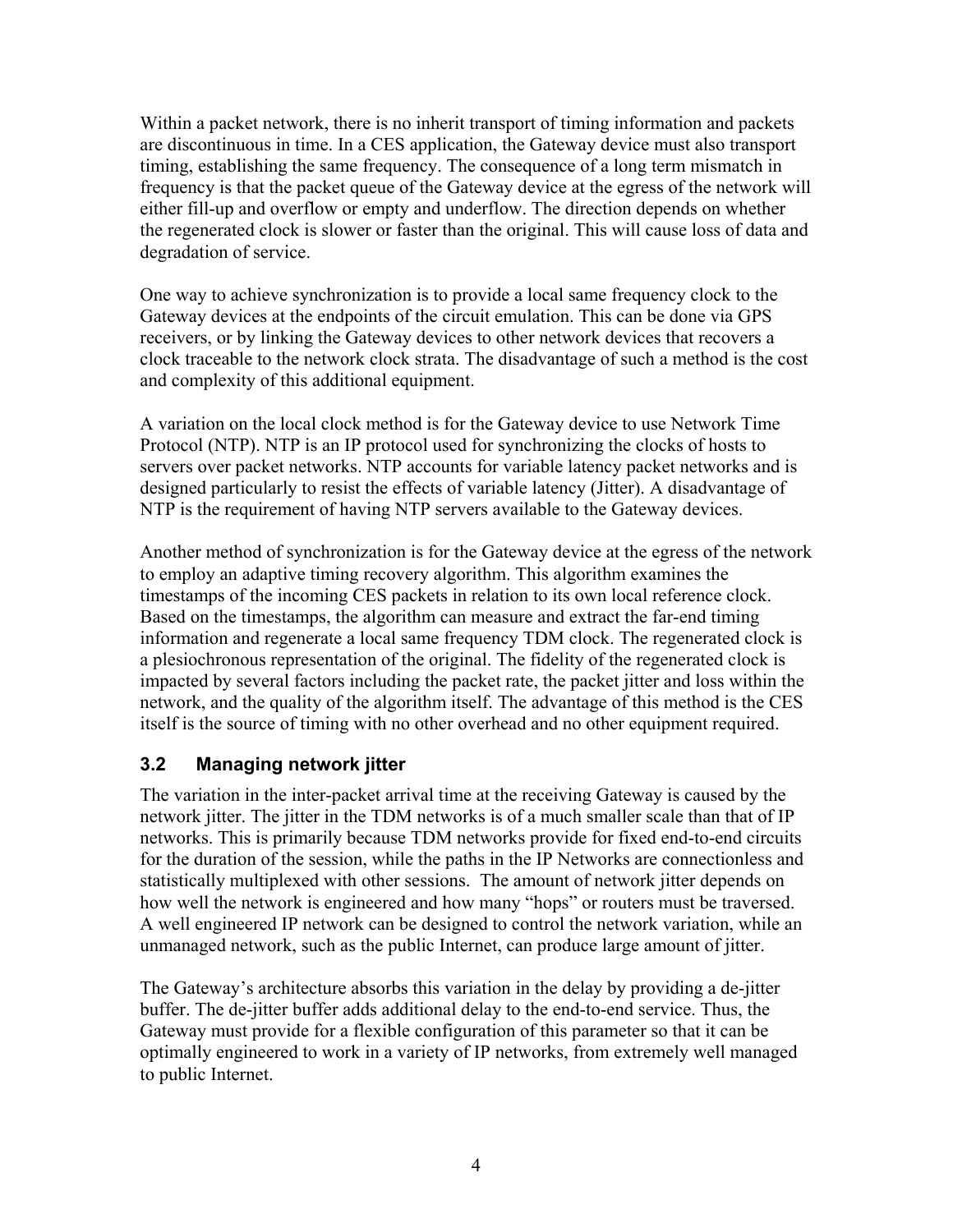Within a packet network, there is no inherit transport of timing information and packets are discontinuous in time. In a CES application, the Gateway device must also transport timing, establishing the same frequency. The consequence of a long term mismatch in frequency is that the packet queue of the Gateway device at the egress of the network will either fill-up and overflow or empty and underflow. The direction depends on whether the regenerated clock is slower or faster than the original. This will cause loss of data and degradation of service.

One way to achieve synchronization is to provide a local same frequency clock to the Gateway devices at the endpoints of the circuit emulation. This can be done via GPS receivers, or by linking the Gateway devices to other network devices that recovers a clock traceable to the network clock strata. The disadvantage of such a method is the cost and complexity of this additional equipment.

A variation on the local clock method is for the Gateway device to use Network Time Protocol (NTP). NTP is an IP protocol used for synchronizing the clocks of hosts to servers over packet networks. NTP accounts for variable latency packet networks and is designed particularly to resist the effects of variable latency (Jitter). A disadvantage of NTP is the requirement of having NTP servers available to the Gateway devices.

Another method of synchronization is for the Gateway device at the egress of the network to employ an adaptive timing recovery algorithm. This algorithm examines the timestamps of the incoming CES packets in relation to its own local reference clock. Based on the timestamps, the algorithm can measure and extract the far-end timing information and regenerate a local same frequency TDM clock. The regenerated clock is a plesiochronous representation of the original. The fidelity of the regenerated clock is impacted by several factors including the packet rate, the packet jitter and loss within the network, and the quality of the algorithm itself. The advantage of this method is the CES itself is the source of timing with no other overhead and no other equipment required.

### 3.2 Managing network jitter

The variation in the inter-packet arrival time at the receiving Gateway is caused by the network jitter. The jitter in the TDM networks is of a much smaller scale than that of IP networks. This is primarily because TDM networks provide for fixed end-to-end circuits for the duration of the session, while the paths in the IP Networks are connectionless and statistically multiplexed with other sessions. The amount of network jitter depends on how well the network is engineered and how many "hops" or routers must be traversed. A well engineered IP network can be designed to control the network variation, while an unmanaged network, such as the public Internet, can produce large amount of jitter.

The Gateway's architecture absorbs this variation in the delay by providing a de-jitter buffer. The de-jitter buffer adds additional delay to the end-to-end service. Thus, the Gateway must provide for a flexible configuration of this parameter so that it can be optimally engineered to work in a variety of IP networks, from extremely well managed to public Internet.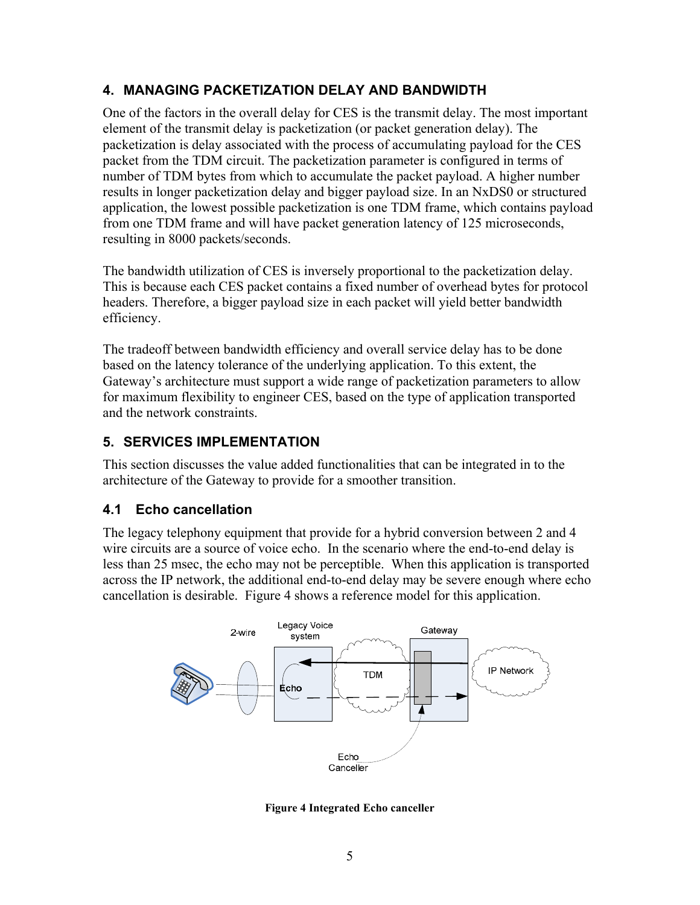## 4. MANAGING PACKETIZATION DELAY AND BANDWIDTH

One of the factors in the overall delay for CES is the transmit delay. The most important element of the transmit delay is packetization (or packet generation delay). The packetization is delay associated with the process of accumulating payload for the CES packet from the TDM circuit. The packetization parameter is configured in terms of number of TDM bytes from which to accumulate the packet payload. A higher number results in longer packetization delay and bigger payload size. In an NxDS0 or structured application, the lowest possible packetization is one TDM frame, which contains payload from one TDM frame and will have packet generation latency of 125 microseconds, resulting in 8000 packets/seconds.

The bandwidth utilization of CES is inversely proportional to the packetization delay. This is because each CES packet contains a fixed number of overhead bytes for protocol headers. Therefore, a bigger payload size in each packet will yield better bandwidth efficiency.

The tradeoff between bandwidth efficiency and overall service delay has to be done based on the latency tolerance of the underlying application. To this extent, the Gateway's architecture must support a wide range of packetization parameters to allow for maximum flexibility to engineer CES, based on the type of application transported and the network constraints.

## 5. SERVICES IMPLEMENTATION

This section discusses the value added functionalities that can be integrated in to the architecture of the Gateway to provide for a smoother transition.

### 4.1 Echo cancellation

The legacy telephony equipment that provide for a hybrid conversion between 2 and 4 wire circuits are a source of voice echo. In the scenario where the end-to-end delay is less than 25 msec, the echo may not be perceptible. When this application is transported across the IP network, the additional end-to-end delay may be severe enough where echo cancellation is desirable. Figure 4 shows a reference model for this application.

**Figure 4 Integrated Echo canceller**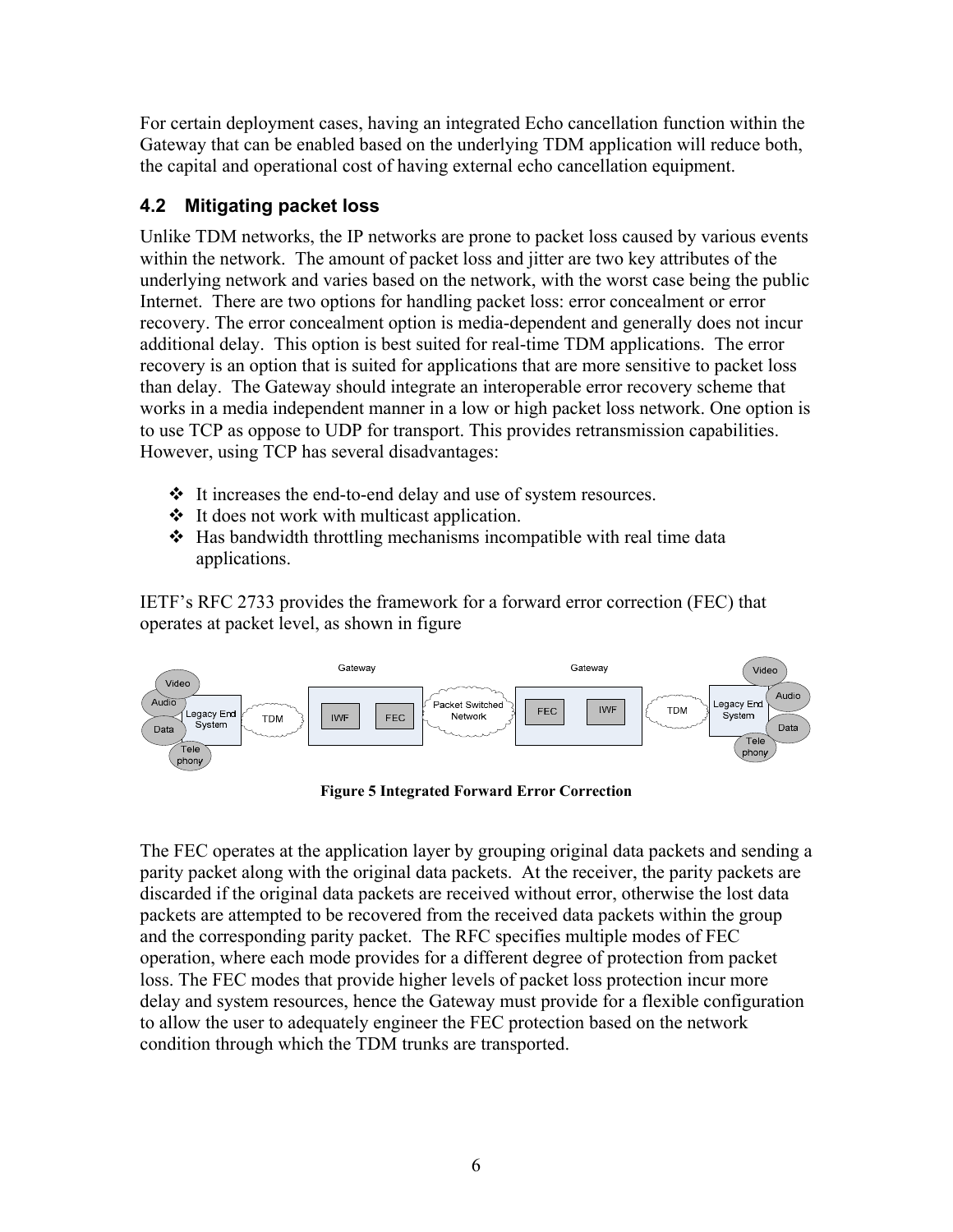For certain deployment cases, having an integrated Echo cancellation function within the Gateway that can be enabled based on the underlying TDM application will reduce both, the capital and operational cost of having external echo cancellation equipment.

### 4.2 Mitigating packet loss

Unlike TDM networks, the IP networks are prone to packet loss caused by various events within the network. The amount of packet loss and jitter are two key attributes of the underlying network and varies based on the network, with the worst case being the public Internet. There are two options for handling packet loss: error concealment or error recovery. The error concealment option is media-dependent and generally does not incur additional delay. This option is best suited for real-time TDM applications. The error recovery is an option that is suited for applications that are more sensitive to packet loss than delay. The Gateway should integrate an interoperable error recovery scheme that works in a media independent manner in a low or high packet loss network. One option is to use TCP as oppose to UDP for transport. This provides retransmission capabilities. However, using TCP has several disadvantages:

- It increases the end-to-end delay and use of system resources.
- It does not work with multicast application.
- Has bandwidth throttling mechanisms incompatible with real time data applications.

IETF's RFC 2733 provides the framework for a forward error correction (FEC) that operates at packet level, as shown in figure

**Figure 5 Integrated Forward Error Correction**

The FEC operates at the application layer by grouping original data packets and sending a parity packet along with the original data packets. At the receiver, the parity packets are discarded if the original data packets are received without error, otherwise the lost data packets are attempted to be recovered from the received data packets within the group and the corresponding parity packet. The RFC specifies multiple modes of FEC operation, where each mode provides for a different degree of protection from packet loss. The FEC modes that provide higher levels of packet loss protection incur more delay and system resources, hence the Gateway must provide for a flexible configuration to allow the user to adequately engineer the FEC protection based on the network condition through which the TDM trunks are transported.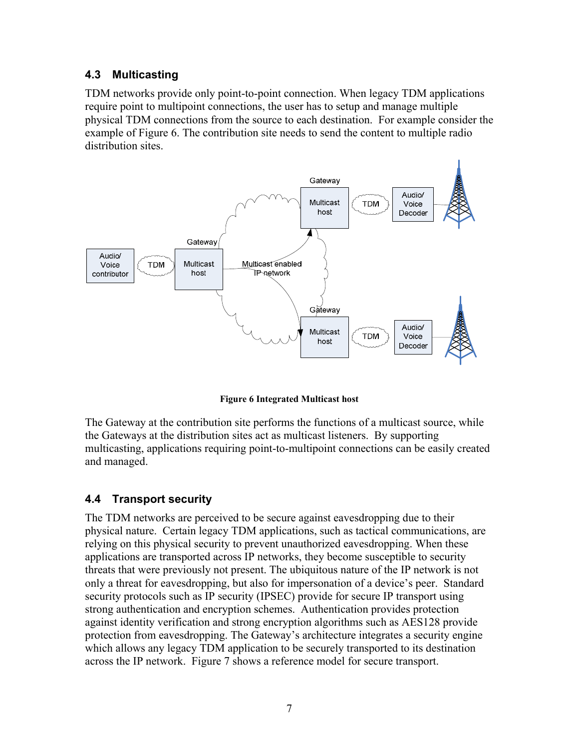## 4.3 Multicasting

TDM networks provide only point-to-point connection. When legacy TDM applications require point to multipoint connections, the user has to setup and manage multiple physical TDM connections from the source to each destination. For example consider the example of Figure 6. The contribution site needs to send the content to multiple radio distribution sites.

**Figure 6 Integrated Multicast host**

The Gateway at the contribution site performs the functions of a multicast source, while the Gateways at the distribution sites act as multicast listeners. By supporting multicasting, applications requiring point-to-multipoint connections can be easily created and managed.

## 4.4 Transport security

The TDM networks are perceived to be secure against eavesdropping due to their physical nature. Certain legacy TDM applications, such as tactical communications, are relying on this physical security to prevent unauthorized eavesdropping. When these applications are transported across IP networks, they become susceptible to security threats that were previously not present. The ubiquitous nature of the IP network is not only a threat for eavesdropping, but also for impersonation of a device's peer. Standard security protocols such as IP security (IPSEC) provide for secure IP transport using strong authentication and encryption schemes. Authentication provides protection against identity verification and strong encryption algorithms such as AES128 provide protection from eavesdropping. The Gateway's architecture integrates a security engine which allows any legacy TDM application to be securely transported to its destination across the IP network. Figure 7 shows a reference model for secure transport.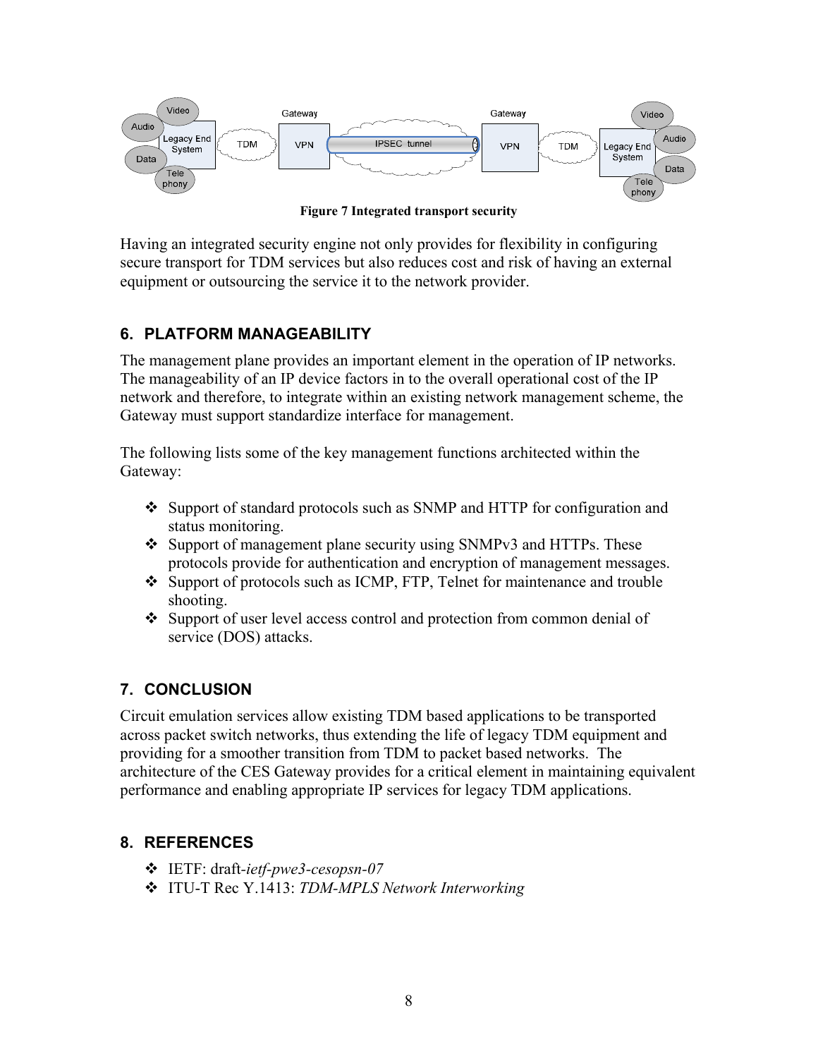Video
Audio
Legacy End System
Data
Tele phony
TDM
Gateway
VPN
IPSEC tunnel
Gateway
VPN
TDM
Legacy End System
Video
Audio
Data
Tele phony

**Figure 7 Integrated transport security**

Having an integrated security engine not only provides for flexibility in configuring secure transport for TDM services but also reduces cost and risk of having an external equipment or outsourcing the service it to the network provider.

## 6. PLATFORM MANAGEABILITY

The management plane provides an important element in the operation of IP networks. The manageability of an IP device factors in to the overall operational cost of the IP network and therefore, to integrate within an existing network management scheme, the Gateway must support standardize interface for management.

The following lists some of the key management functions architected within the Gateway:

- Support of standard protocols such as SNMP and HTTP for configuration and status monitoring.
- Support of management plane security using SNMPv3 and HTTPs. These protocols provide for authentication and encryption of management messages.
- Support of protocols such as ICMP, FTP, Telnet for maintenance and trouble shooting.
- Support of user level access control and protection from common denial of service (DOS) attacks.

## 7. CONCLUSION

Circuit emulation services allow existing TDM based applications to be transported across packet switch networks, thus extending the life of legacy TDM equipment and providing for a smoother transition from TDM to packet based networks. The architecture of the CES Gateway provides for a critical element in maintaining equivalent performance and enabling appropriate IP services for legacy TDM applications.

## 8. REFERENCES

- IETF: draft-*ietf-pwe3-cesopsn-07*
- ITU-T Rec Y.1413: *TDM-MPLS Network Interworking*